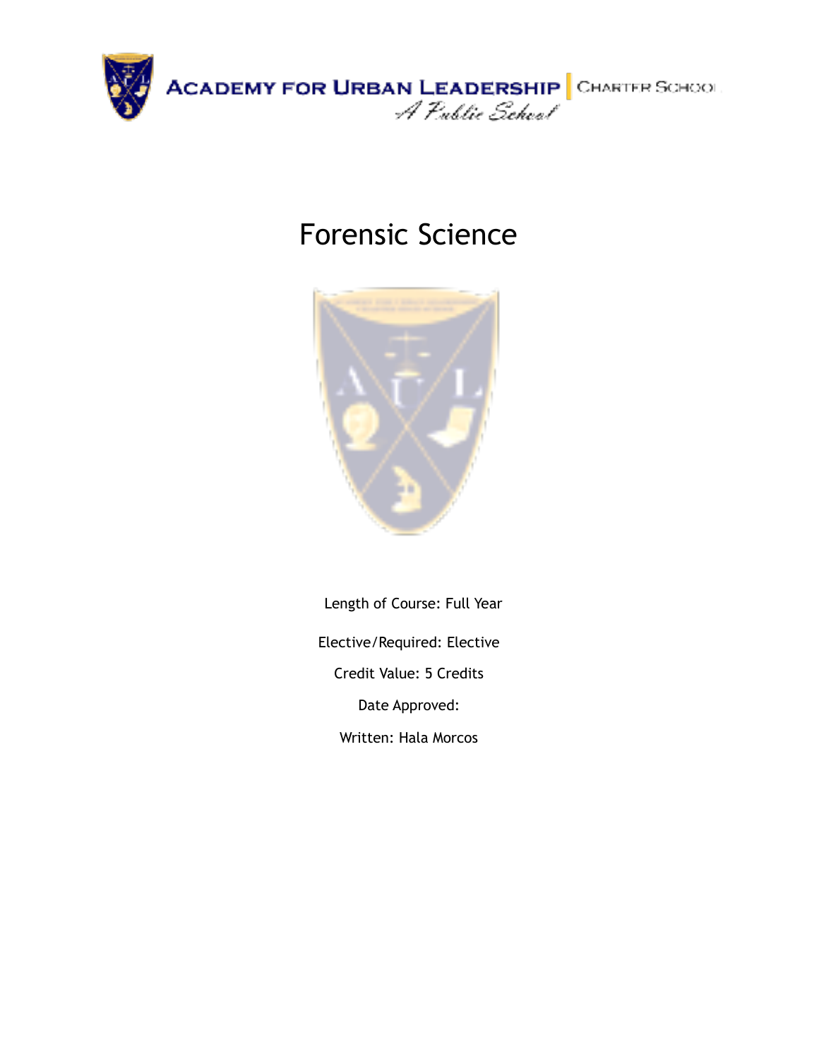ACADEMY FOR URBAN LEADERSHIP | CHARTER SCHOOL

*A Public School*

# Forensic Science

Length of Course: Full Year

Elective/Required: Elective

Credit Value: 5 Credits

Date Approved:

Written: Hala Morcos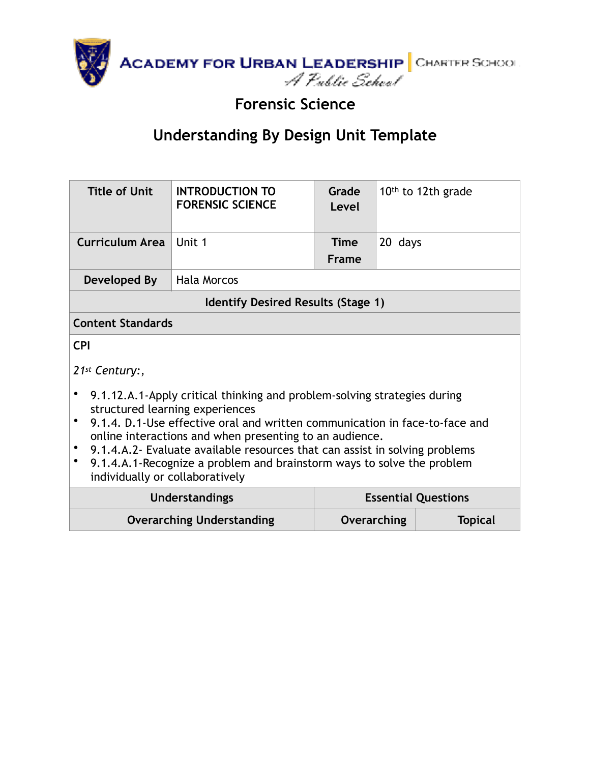ACADEMY FOR URBAN LEADERSHIP | CHARTER SCHOOL
A Public School

# Forensic Science

## Understanding By Design Unit Template

| Title of Unit | INTRODUCTION TO FORENSIC SCIENCE | Grade Level | 10th to 12th grade |
|---|---|---|---|
| Curriculum Area | Unit 1 | Time Frame | 20 days |
| Developed By | Hala Morcos | | |

| Identify Desired Results (Stage 1) |
|---|
| **Content Standards** |
| **CPI**<br><br>*21st Century:,*<br><br>• 9.1.12.A.1-Apply critical thinking and problem-solving strategies during structured learning experiences<br>• 9.1.4. D.1-Use effective oral and written communication in face-to-face and online interactions and when presenting to an audience.<br>• 9.1.4.A.2- Evaluate available resources that can assist in solving problems<br>• 9.1.4.A.1-Recognize a problem and brainstorm ways to solve the problem individually or collaboratively |

| Understandings | Essential Questions | |
|---|---|---|
| Overarching Understanding | Overarching | Topical |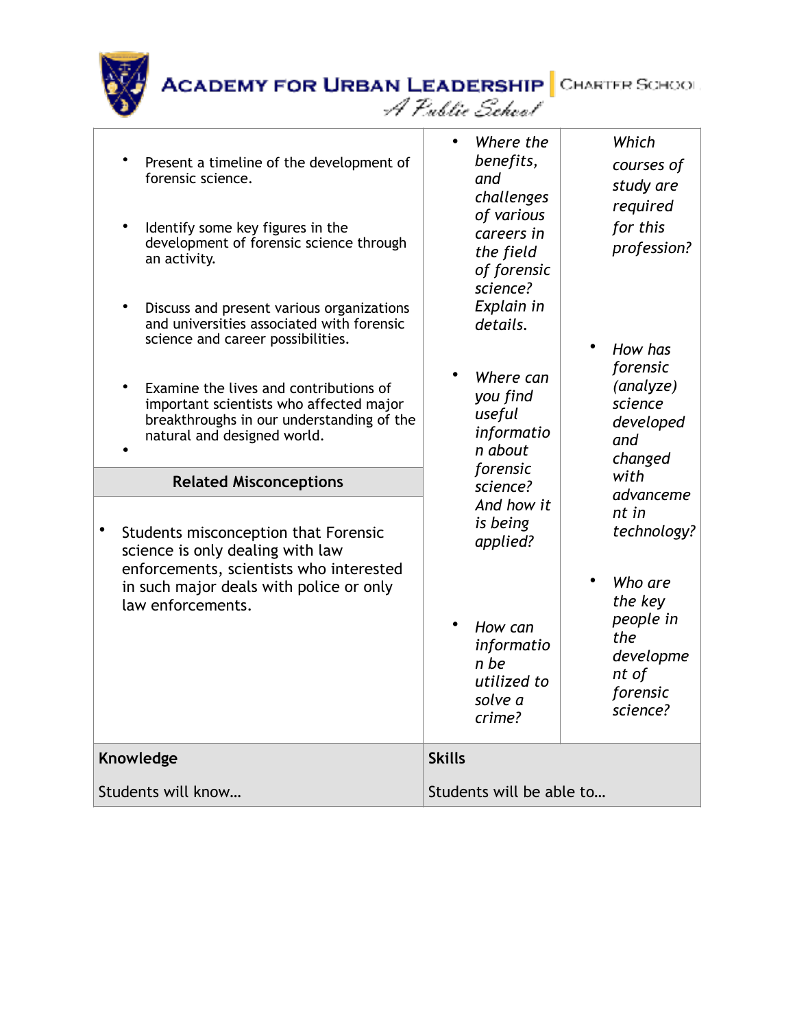| | | |
|---|---|---|
| • Present a timeline of the development of forensic science.<br><br>• Identify some key figures in the development of forensic science through an activity.<br><br>• Discuss and present various organizations and universities associated with forensic science and career possibilities.<br><br>• Examine the lives and contributions of important scientists who affected major breakthroughs in our understanding of the natural and designed world.<br><br>• | • *Where the benefits, and challenges of various careers in the field of forensic science? Explain in details.*<br><br>• *Where can you find useful information about forensic science? And how it is being applied?*<br><br>• *How can information be utilized to solve a crime?* | *Which courses of study are required for this profession?*<br><br>• *How has forensic (analyze) science developed and changed with advancement in technology?*<br><br>• *Who are the key people in the development of forensic science?* |
| **Related Misconceptions** | | |
| • Students misconception that Forensic science is only dealing with law enforcements, scientists who interested in such major deals with police or only law enforcements. | | |
| **Knowledge**<br><br>Students will know… | **Skills**<br><br>Students will be able to… | |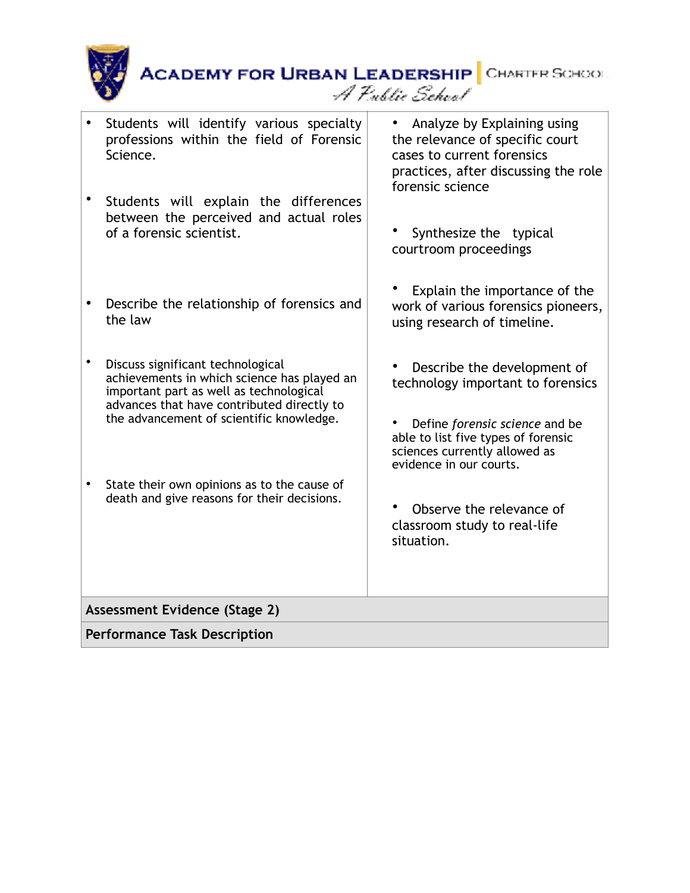| | |
|---|---|
| • Students will identify various specialty professions within the field of Forensic Science.<br><br>• Students will explain the differences between the perceived and actual roles of a forensic scientist.<br><br>• Describe the relationship of forensics and the law<br><br>• Discuss significant technological achievements in which science has played an important part as well as technological advances that have contributed directly to the advancement of scientific knowledge.<br><br>• State their own opinions as to the cause of death and give reasons for their decisions. | • Analyze by Explaining using the relevance of specific court cases to current forensics practices, after discussing the role forensic science<br><br>• Synthesize the typical courtroom proceedings<br><br>• Explain the importance of the work of various forensics pioneers, using research of timeline.<br><br>• Describe the development of technology important to forensics<br><br>• Define *forensic science* and be able to list five types of forensic sciences currently allowed as evidence in our courts.<br><br>• Observe the relevance of classroom study to real-life situation. |
| **Assessment Evidence (Stage 2)** | |
| **Performance Task Description** | |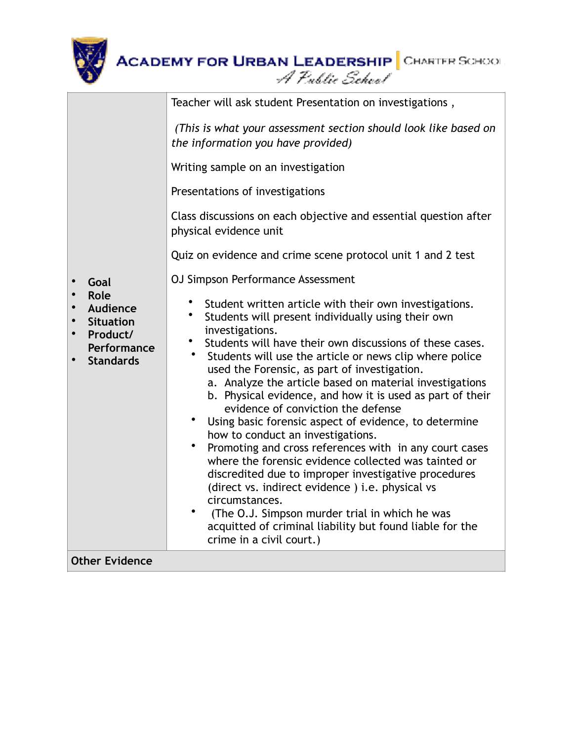| | |
|---|---|
| • **Goal**<br>• **Role**<br>• **Audience**<br>• **Situation**<br>• **Product/ Performance**<br>• **Standards** | Teacher will ask student Presentation on investigations ,<br><br>*(This is what your assessment section should look like based on the information you have provided)*<br><br>Writing sample on an investigation<br><br>Presentations of investigations<br><br>Class discussions on each objective and essential question after physical evidence unit<br><br>Quiz on evidence and crime scene protocol unit 1 and 2 test<br><br>OJ Simpson Performance Assessment<br><br>• Student written article with their own investigations.<br>• Students will present individually using their own investigations.<br>• Students will have their own discussions of these cases.<br>• Students will use the article or news clip where police used the Forensic, as part of investigation.<br>a. Analyze the article based on material investigations<br>b. Physical evidence, and how it is used as part of their evidence of conviction the defense<br>• Using basic forensic aspect of evidence, to determine how to conduct an investigations.<br>• Promoting and cross references with in any court cases where the forensic evidence collected was tainted or discredited due to improper investigative procedures (direct vs. indirect evidence ) i.e. physical vs circumstances.<br>• (The O.J. Simpson murder trial in which he was acquitted of criminal liability but found liable for the crime in a civil court.) |
| **Other Evidence** | |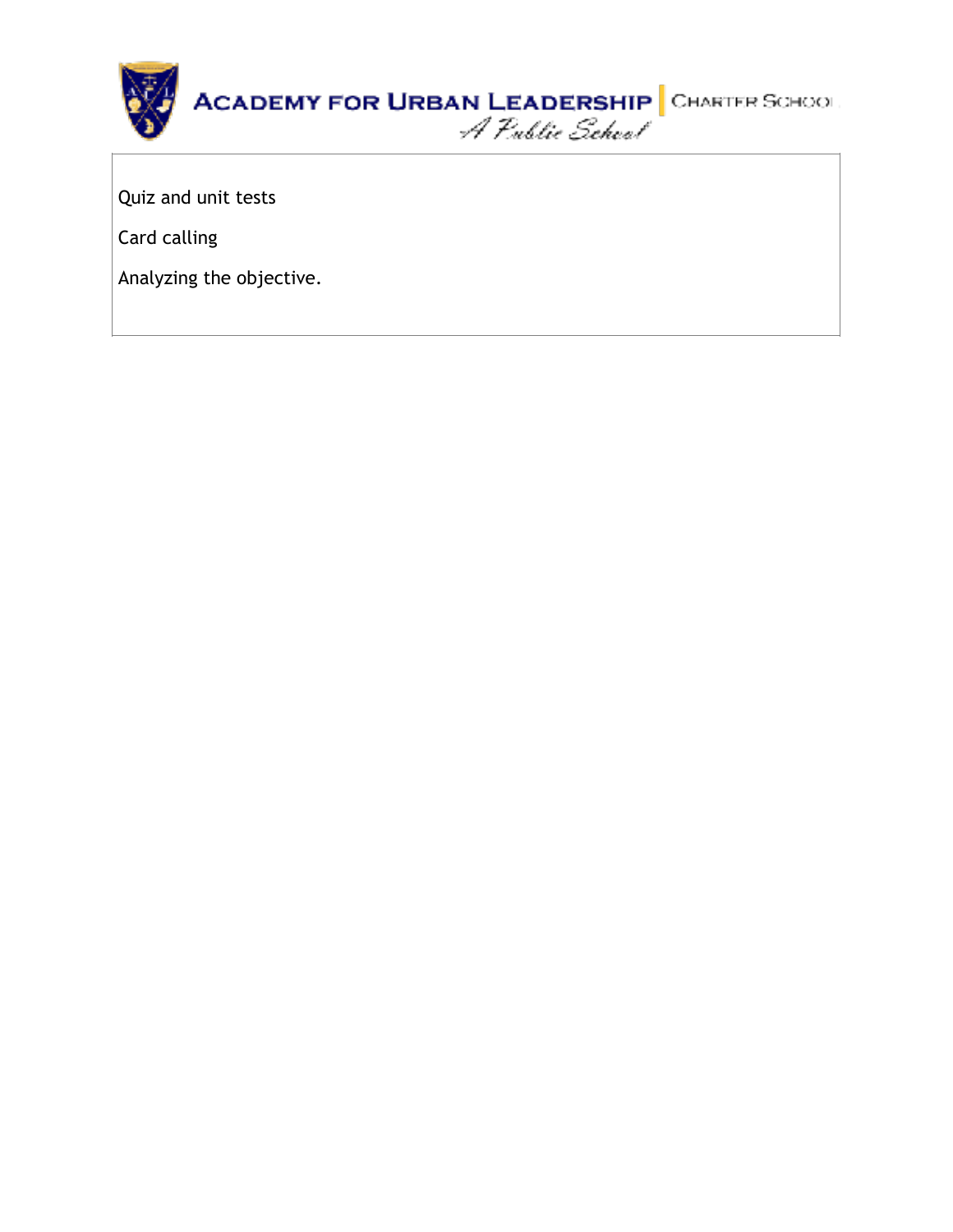Quiz and unit tests

Card calling

Analyzing the objective.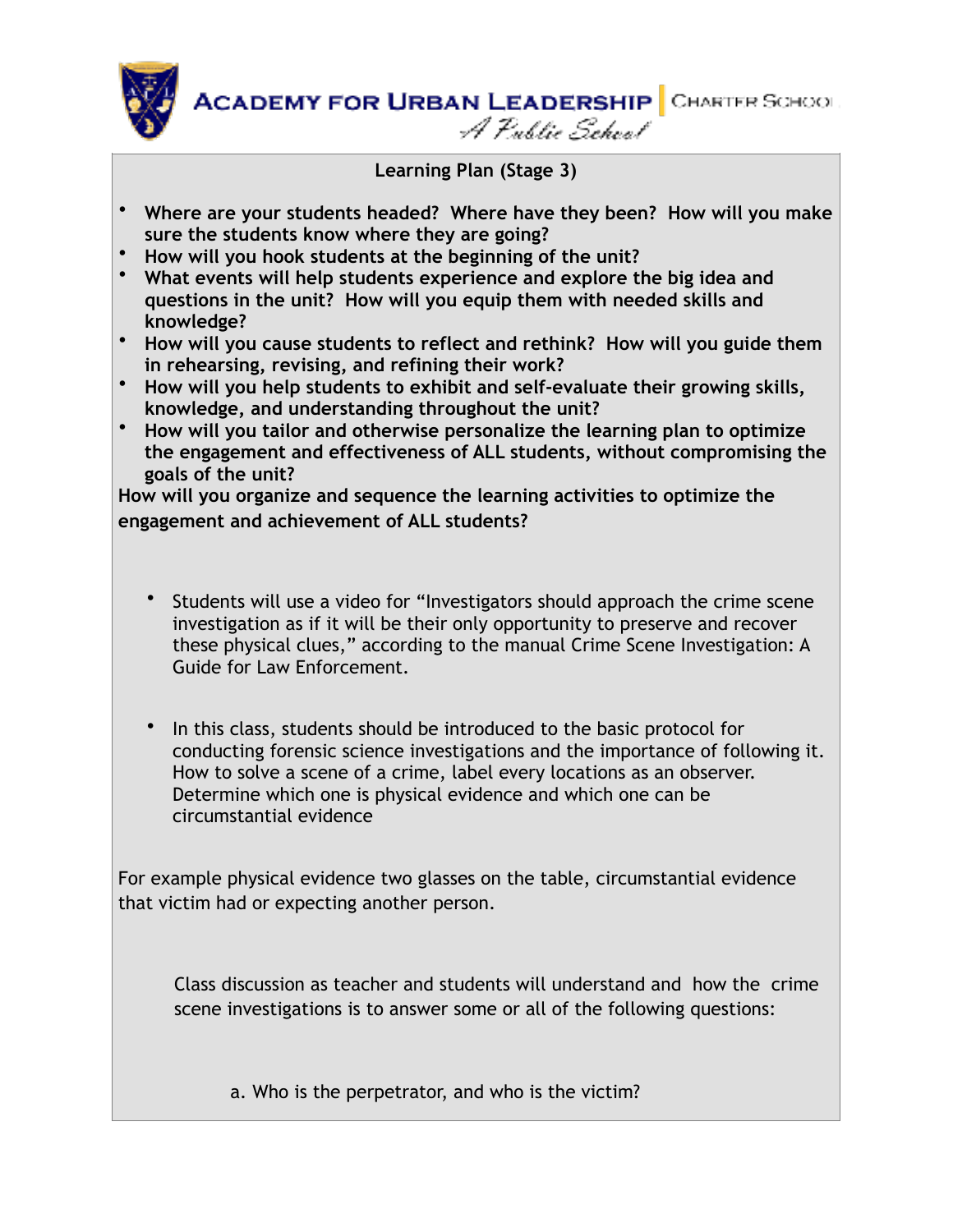**ACADEMY FOR URBAN LEADERSHIP** | CHARTER SCHOOL
*A Public School*

**Learning Plan (Stage 3)**

- **Where are your students headed? Where have they been? How will you make sure the students know where they are going?**
- **How will you hook students at the beginning of the unit?**
- **What events will help students experience and explore the big idea and questions in the unit? How will you equip them with needed skills and knowledge?**
- **How will you cause students to reflect and rethink? How will you guide them in rehearsing, revising, and refining their work?**
- **How will you help students to exhibit and self-evaluate their growing skills, knowledge, and understanding throughout the unit?**
- **How will you tailor and otherwise personalize the learning plan to optimize the engagement and effectiveness of ALL students, without compromising the goals of the unit?**

**How will you organize and sequence the learning activities to optimize the engagement and achievement of ALL students?**

- Students will use a video for "Investigators should approach the crime scene investigation as if it will be their only opportunity to preserve and recover these physical clues," according to the manual Crime Scene Investigation: A Guide for Law Enforcement.

- In this class, students should be introduced to the basic protocol for conducting forensic science investigations and the importance of following it. How to solve a scene of a crime, label every locations as an observer. Determine which one is physical evidence and which one can be circumstantial evidence

For example physical evidence two glasses on the table, circumstantial evidence that victim had or expecting another person.

Class discussion as teacher and students will understand and how the crime scene investigations is to answer some or all of the following questions:

a. Who is the perpetrator, and who is the victim?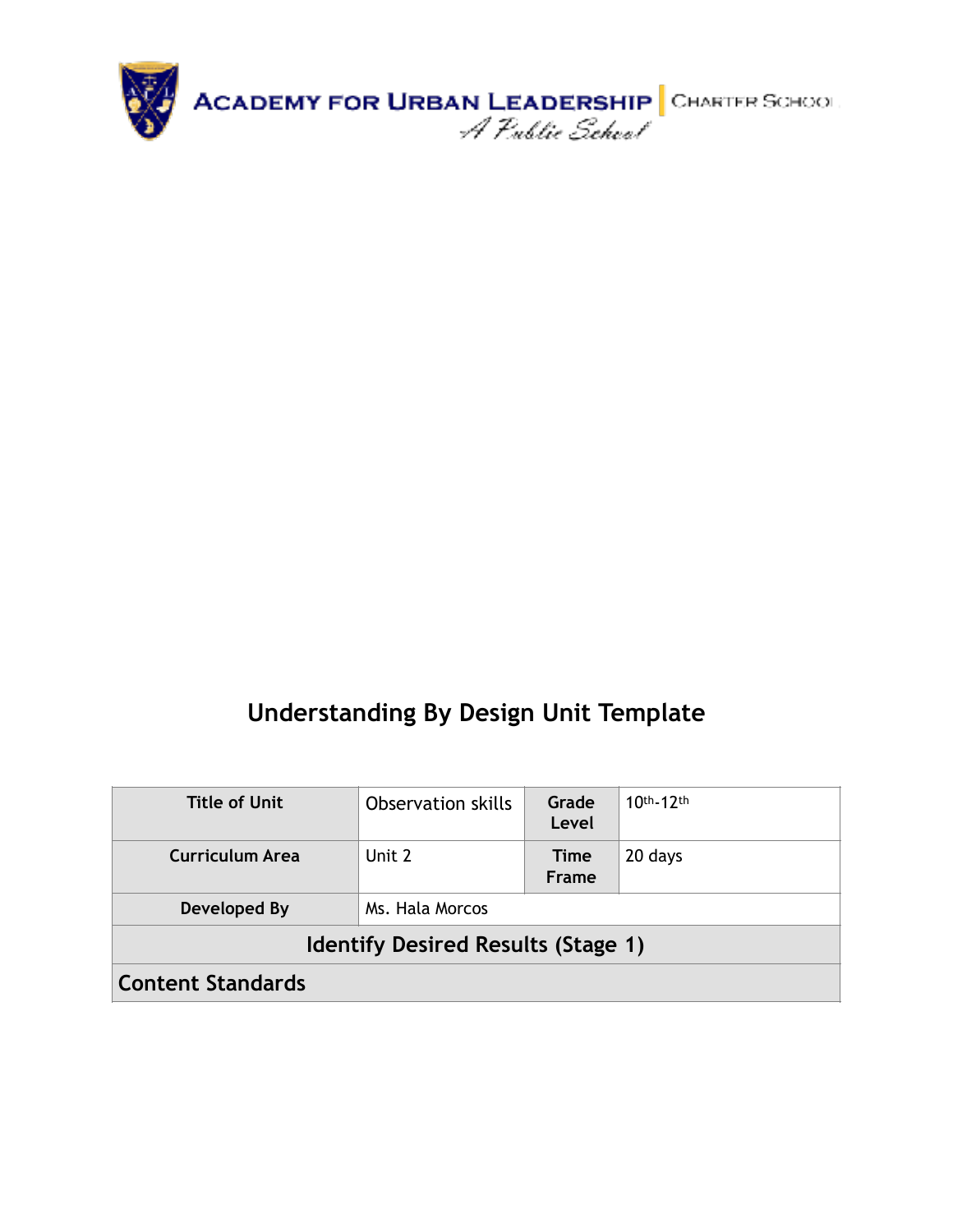ACADEMY FOR URBAN LEADERSHIP | CHARTER SCHOOL
A Public School

## Understanding By Design Unit Template

| Title of Unit | Observation skills | Grade Level | 10th-12th |
|---|---|---|---|
| Curriculum Area | Unit 2 | Time Frame | 20 days |
| Developed By | Ms. Hala Morcos | | |
| Identify Desired Results (Stage 1) | | | |
| Content Standards | | | |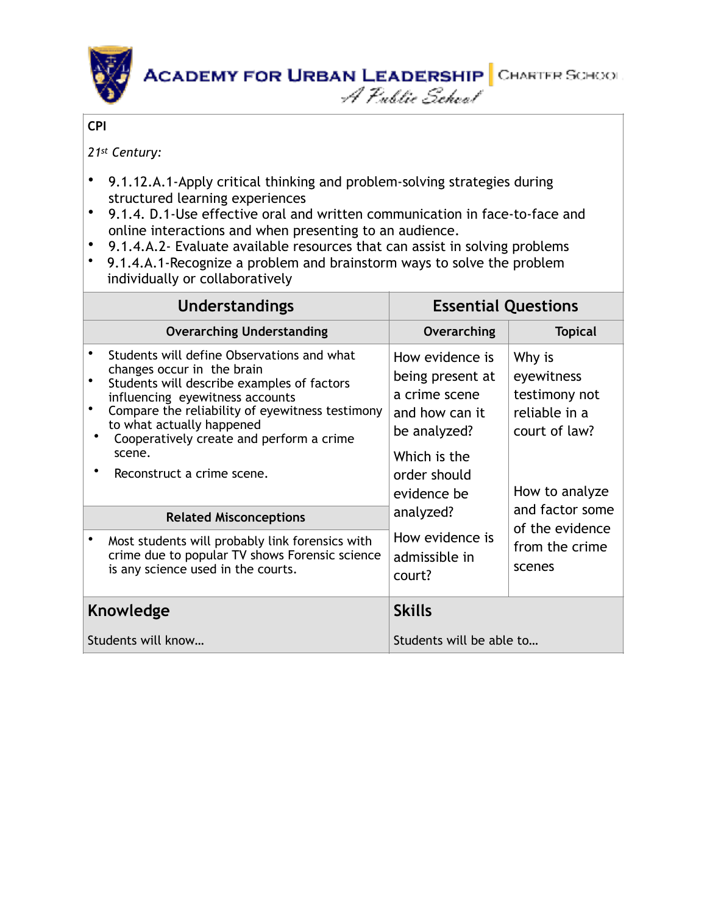**CPI**

*21st Century:*

- 9.1.12.A.1-Apply critical thinking and problem-solving strategies during structured learning experiences
- 9.1.4. D.1-Use effective oral and written communication in face-to-face and online interactions and when presenting to an audience.
- 9.1.4.A.2- Evaluate available resources that can assist in solving problems
- 9.1.4.A.1-Recognize a problem and brainstorm ways to solve the problem individually or collaboratively

| Understandings | Essential Questions | |
|---|---|---|
| **Overarching Understanding** | **Overarching** | **Topical** |
| • Students will define Observations and what changes occur in the brain<br>• Students will describe examples of factors influencing eyewitness accounts<br>• Compare the reliability of eyewitness testimony to what actually happened<br>• Cooperatively create and perform a crime scene.<br>• Reconstruct a crime scene. | How evidence is being present at a crime scene and how can it be analyzed?<br><br>Which is the order should evidence be analyzed?<br><br>How evidence is admissible in court? | Why is eyewitness testimony not reliable in a court of law?<br><br>How to analyze and factor some of the evidence from the crime scenes |
| **Related Misconceptions** | | |
| • Most students will probably link forensics with crime due to popular TV shows Forensic science is any science used in the courts. | | |

| **Knowledge** | **Skills** |
|---|---|
| Students will know… | Students will be able to… |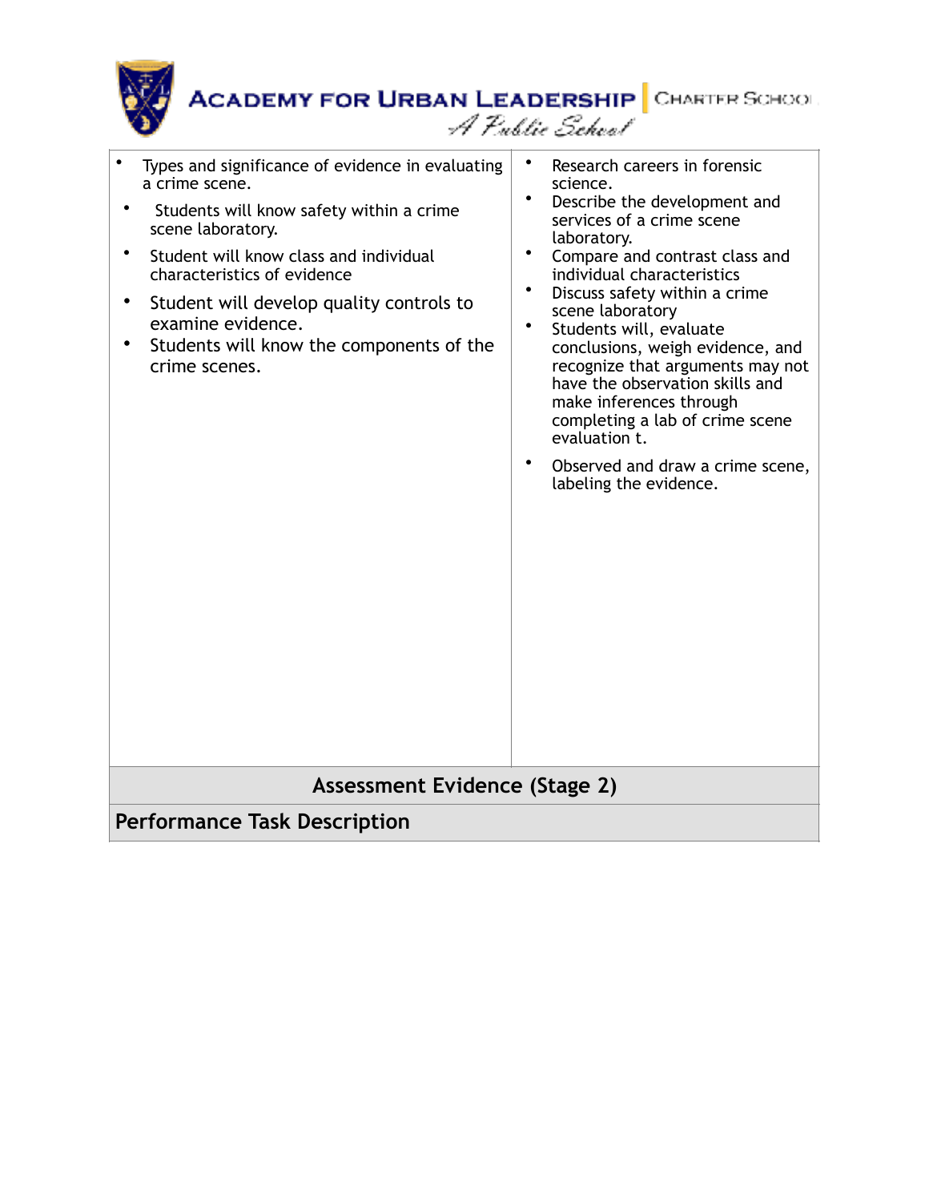| | |
|---|---|
| • Types and significance of evidence in evaluating a crime scene.<br>• Students will know safety within a crime scene laboratory.<br>• Student will know class and individual characteristics of evidence<br>• Student will develop quality controls to examine evidence.<br>• Students will know the components of the crime scenes. | • Research careers in forensic science.<br>• Describe the development and services of a crime scene laboratory.<br>• Compare and contrast class and individual characteristics<br>• Discuss safety within a crime scene laboratory<br>• Students will, evaluate conclusions, weigh evidence, and recognize that arguments may not have the observation skills and make inferences through completing a lab of crime scene evaluation t.<br>• Observed and draw a crime scene, labeling the evidence. |

## Assessment Evidence (Stage 2)

### Performance Task Description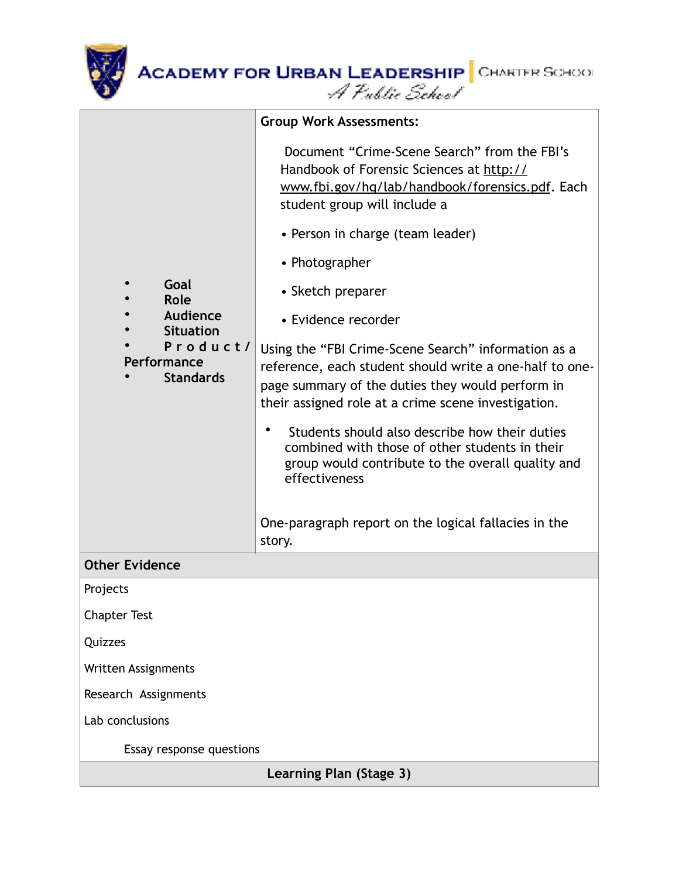| • Goal<br>• Role<br>• Audience<br>• Situation<br>• Product/ Performance<br>• Standards | **Group Work Assessments:**<br><br>Document "Crime-Scene Search" from the FBI's Handbook of Forensic Sciences at http://www.fbi.gov/hq/lab/handbook/forensics.pdf. Each student group will include a<br><br>• Person in charge (team leader)<br><br>• Photographer<br><br>• Sketch preparer<br><br>• Evidence recorder<br><br>Using the "FBI Crime-Scene Search" information as a reference, each student should write a one-half to one-page summary of the duties they would perform in their assigned role at a crime scene investigation.<br><br>• Students should also describe how their duties combined with those of other students in their group would contribute to the overall quality and effectiveness<br><br>One-paragraph report on the logical fallacies in the story. |
|---|---|

**Other Evidence**

Projects

Chapter Test

Quizzes

Written Assignments

Research Assignments

Lab conclusions

Essay response questions

**Learning Plan (Stage 3)**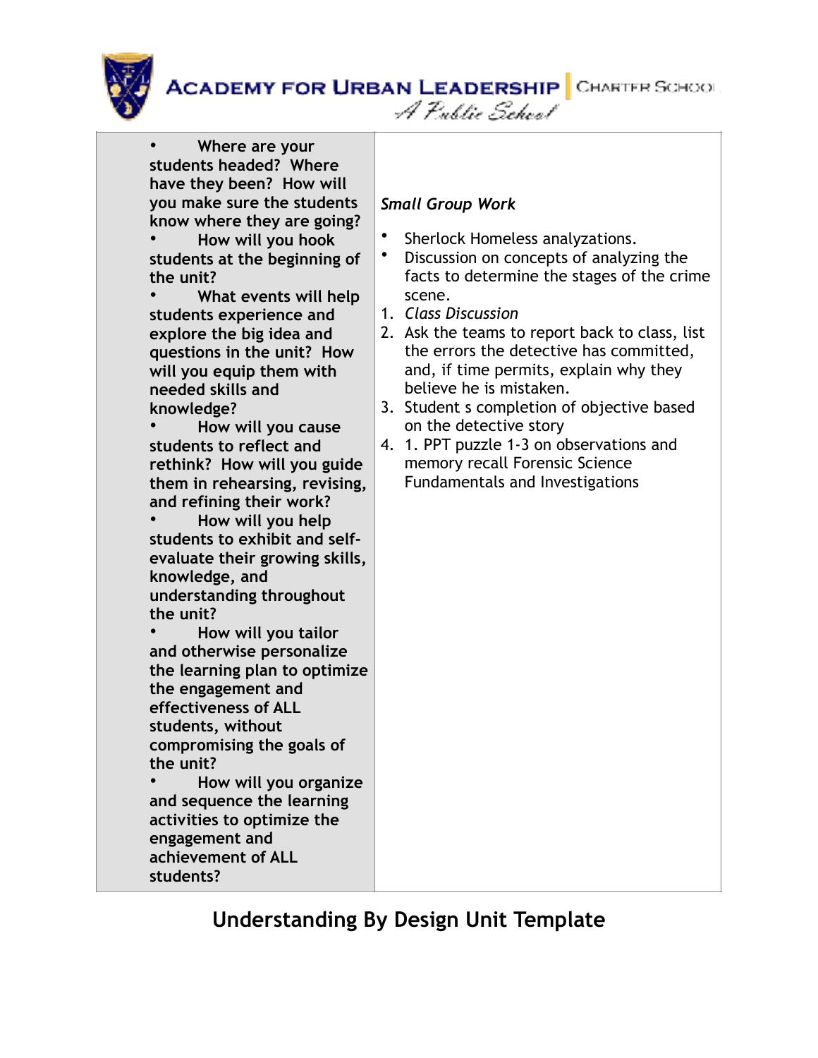| • Where are your students headed? Where have they been? How will you make sure the students know where they are going?<br>• How will you hook students at the beginning of the unit?<br>• What events will help students experience and explore the big idea and questions in the unit? How will you equip them with needed skills and knowledge?<br>• How will you cause students to reflect and rethink? How will you guide them in rehearsing, revising, and refining their work?<br>• How will you help students to exhibit and self-evaluate their growing skills, knowledge, and understanding throughout the unit?<br>• How will you tailor and otherwise personalize the learning plan to optimize the engagement and effectiveness of ALL students, without compromising the goals of the unit?<br>• How will you organize and sequence the learning activities to optimize the engagement and achievement of ALL students? | *Small Group Work*<br>• Sherlock Homeless analyzations.<br>• Discussion on concepts of analyzing the facts to determine the stages of the crime scene.<br>1. *Class Discussion*<br>2. Ask the teams to report back to class, list the errors the detective has committed, and, if time permits, explain why they believe he is mistaken.<br>3. Student s completion of objective based on the detective story<br>4. 1. PPT puzzle 1-3 on observations and memory recall Forensic Science Fundamentals and Investigations |
|---|---|

**Understanding By Design Unit Template**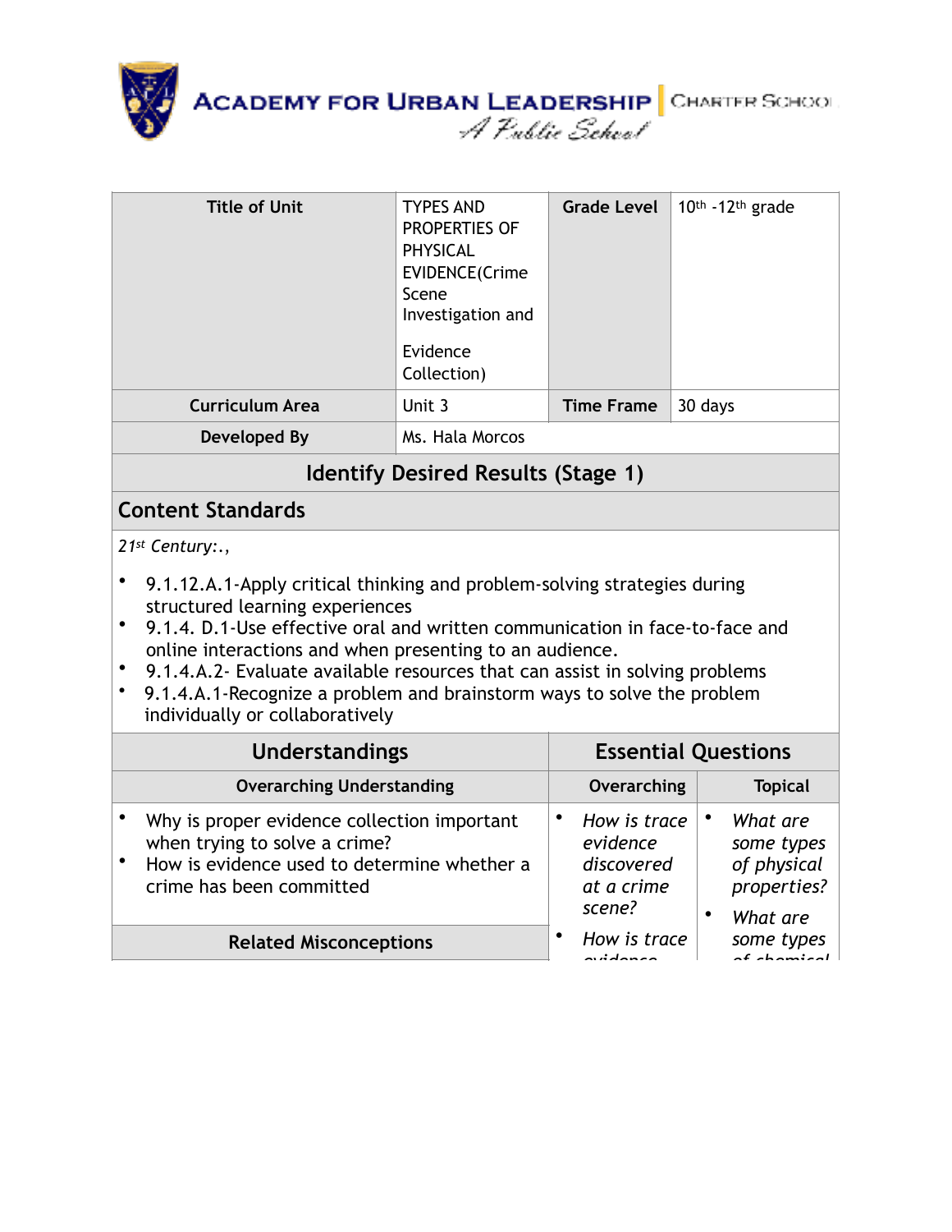| Title of Unit | TYPES AND PROPERTIES OF PHYSICAL EVIDENCE(Crime Scene Investigation and Evidence Collection) | Grade Level | 10th -12th grade |
|---|---|---|---|
| Curriculum Area | Unit 3 | Time Frame | 30 days |
| Developed By | Ms. Hala Morcos | | |

## Identify Desired Results (Stage 1)

### Content Standards

*21st Century:.,*

- 9.1.12.A.1-Apply critical thinking and problem-solving strategies during structured learning experiences
- 9.1.4. D.1-Use effective oral and written communication in face-to-face and online interactions and when presenting to an audience.
- 9.1.4.A.2- Evaluate available resources that can assist in solving problems
- 9.1.4.A.1-Recognize a problem and brainstorm ways to solve the problem individually or collaboratively

| Understandings | Essential Questions | |
|---|---|---|
| **Overarching Understanding** | **Overarching** | **Topical** |
| • Why is proper evidence collection important when trying to solve a crime?<br>• How is evidence used to determine whether a crime has been committed | • *How is trace evidence discovered at a crime scene?*<br>• *How is trace evidence* | • *What are some types of physical properties?*<br>• *What are some types of chemical* |
| **Related Misconceptions** | | |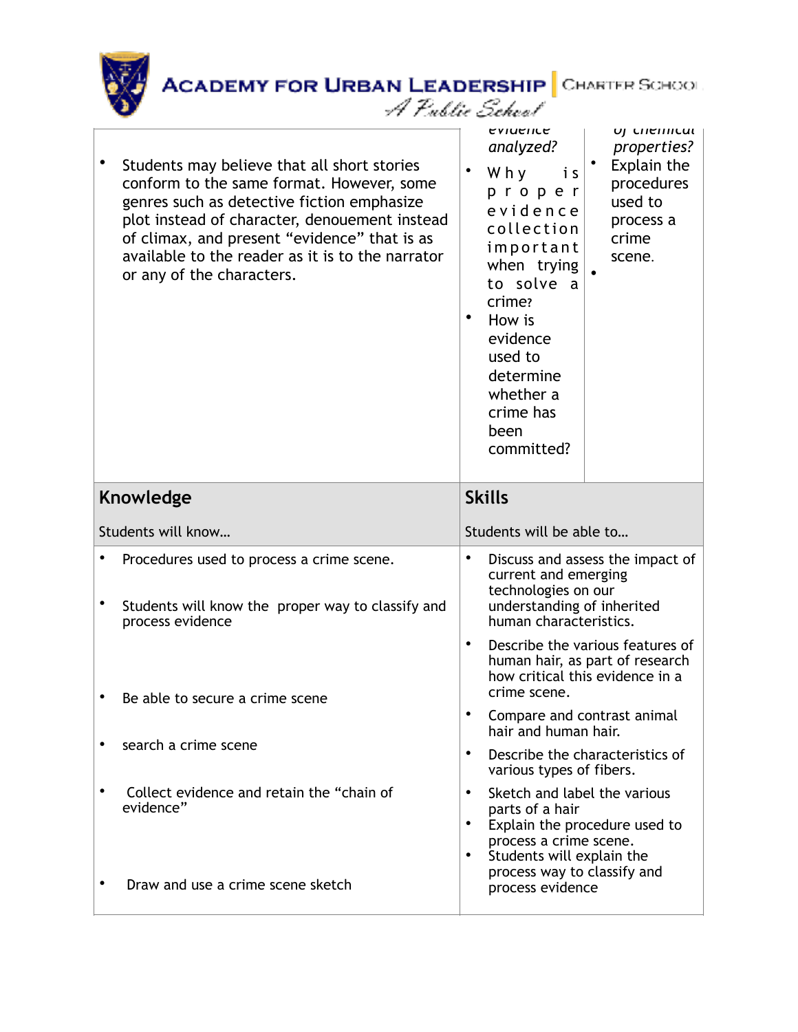| | | |
|---|---|---|
| • Students may believe that all short stories conform to the same format. However, some genres such as detective fiction emphasize plot instead of character, denouement instead of climax, and present "evidence" that is as available to the reader as it is to the narrator or any of the characters. | *evidence analyzed?* • Why is proper evidence collection important when trying to solve a crime? • How is evidence used to determine whether a crime has been committed? | *of chemical properties?* • Explain the procedures used to process a crime scene. • |

| **Knowledge**<br><br>Students will know… | **Skills**<br><br>Students will be able to… |
|---|---|
| • Procedures used to process a crime scene.<br><br>• Students will know the proper way to classify and process evidence<br><br>• Be able to secure a crime scene<br><br>• search a crime scene<br><br>• Collect evidence and retain the "chain of evidence"<br><br>• Draw and use a crime scene sketch | • Discuss and assess the impact of current and emerging technologies on our understanding of inherited human characteristics.<br><br>• Describe the various features of human hair, as part of research how critical this evidence in a crime scene.<br><br>• Compare and contrast animal hair and human hair.<br><br>• Describe the characteristics of various types of fibers.<br><br>• Sketch and label the various parts of a hair<br>• Explain the procedure used to process a crime scene.<br>• Students will explain the process way to classify and process evidence |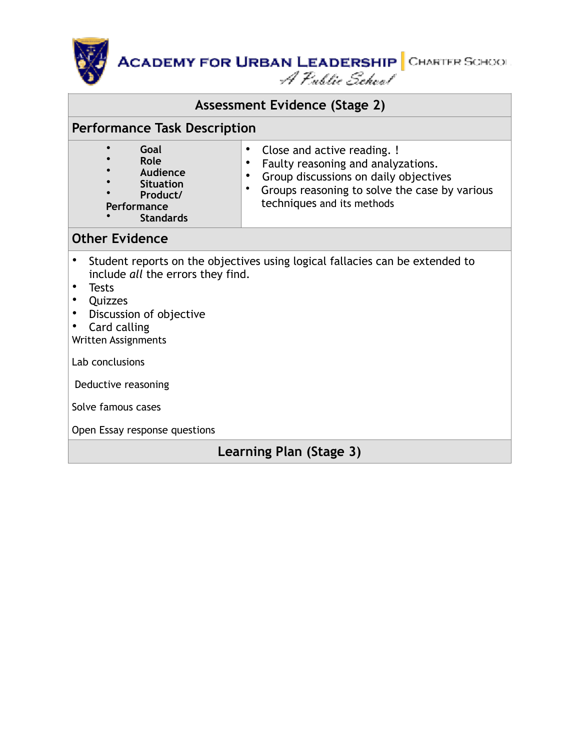## Assessment Evidence (Stage 2)

### Performance Task Description

| • Goal<br>• Role<br>• Audience<br>• Situation<br>• Product/ Performance<br>• Standards | • Close and active reading. !<br>• Faulty reasoning and analyzations.<br>• Group discussions on daily objectives<br>• Groups reasoning to solve the case by various techniques and its methods |
|---|---|

### Other Evidence

- Student reports on the objectives using logical fallacies can be extended to include *all* the errors they find.
- Tests
- Quizzes
- Discussion of objective
- Card calling

Written Assignments

Lab conclusions

Deductive reasoning

Solve famous cases

Open Essay response questions

## Learning Plan (Stage 3)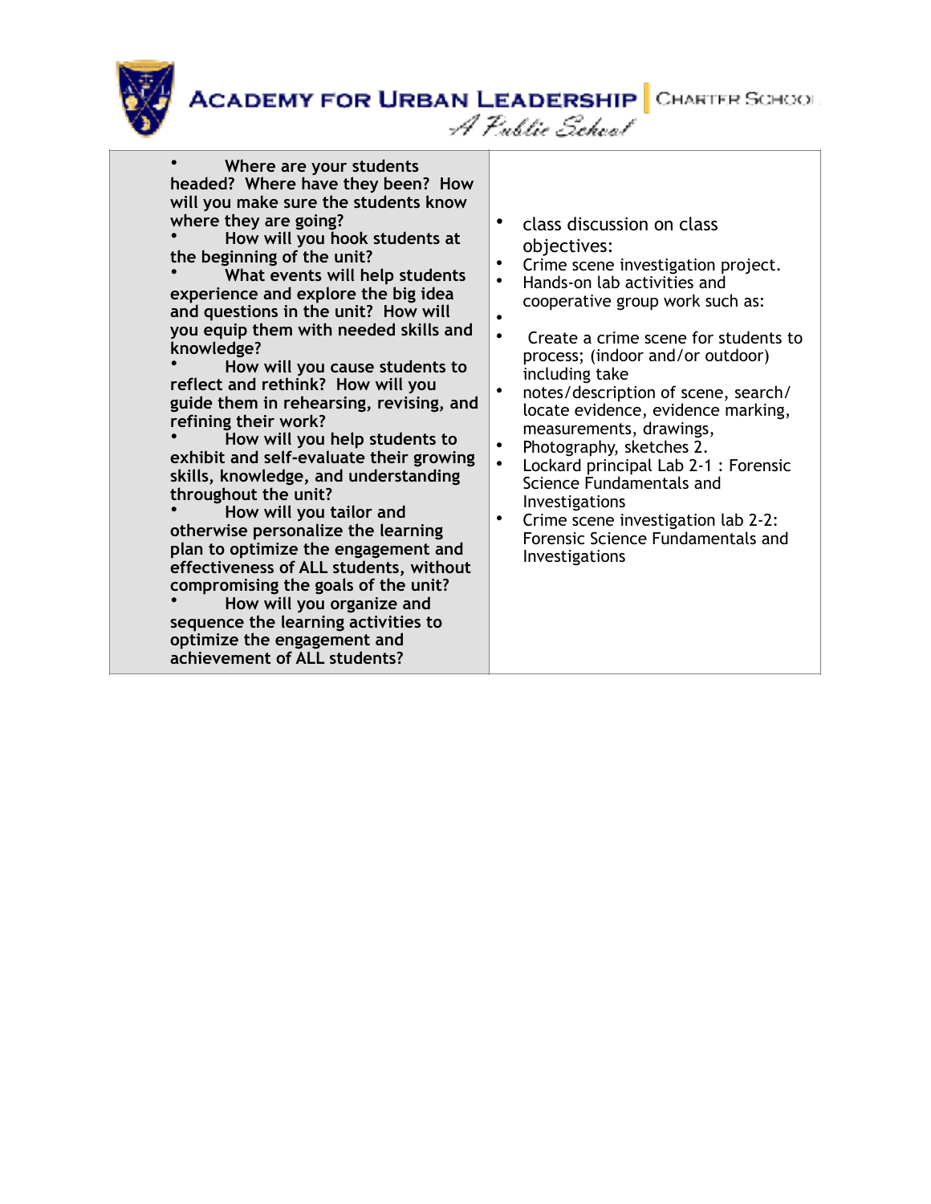| • Where are your students headed? Where have they been? How will you make sure the students know where they are going?<br>• How will you hook students at the beginning of the unit?<br>• What events will help students experience and explore the big idea and questions in the unit? How will you equip them with needed skills and knowledge?<br>• How will you cause students to reflect and rethink? How will you guide them in rehearsing, revising, and refining their work?<br>• How will you help students to exhibit and self-evaluate their growing skills, knowledge, and understanding throughout the unit?<br>• How will you tailor and otherwise personalize the learning plan to optimize the engagement and effectiveness of ALL students, without compromising the goals of the unit?<br>• How will you organize and sequence the learning activities to optimize the engagement and achievement of ALL students? | • class discussion on class objectives:<br>• Crime scene investigation project.<br>• Hands-on lab activities and cooperative group work such as:<br>•<br>• Create a crime scene for students to process; (indoor and/or outdoor) including take<br>• notes/description of scene, search/ locate evidence, evidence marking, measurements, drawings,<br>• Photography, sketches 2.<br>• Lockard principal Lab 2-1 : Forensic Science Fundamentals and Investigations<br>• Crime scene investigation lab 2-2: Forensic Science Fundamentals and Investigations |
|---|---|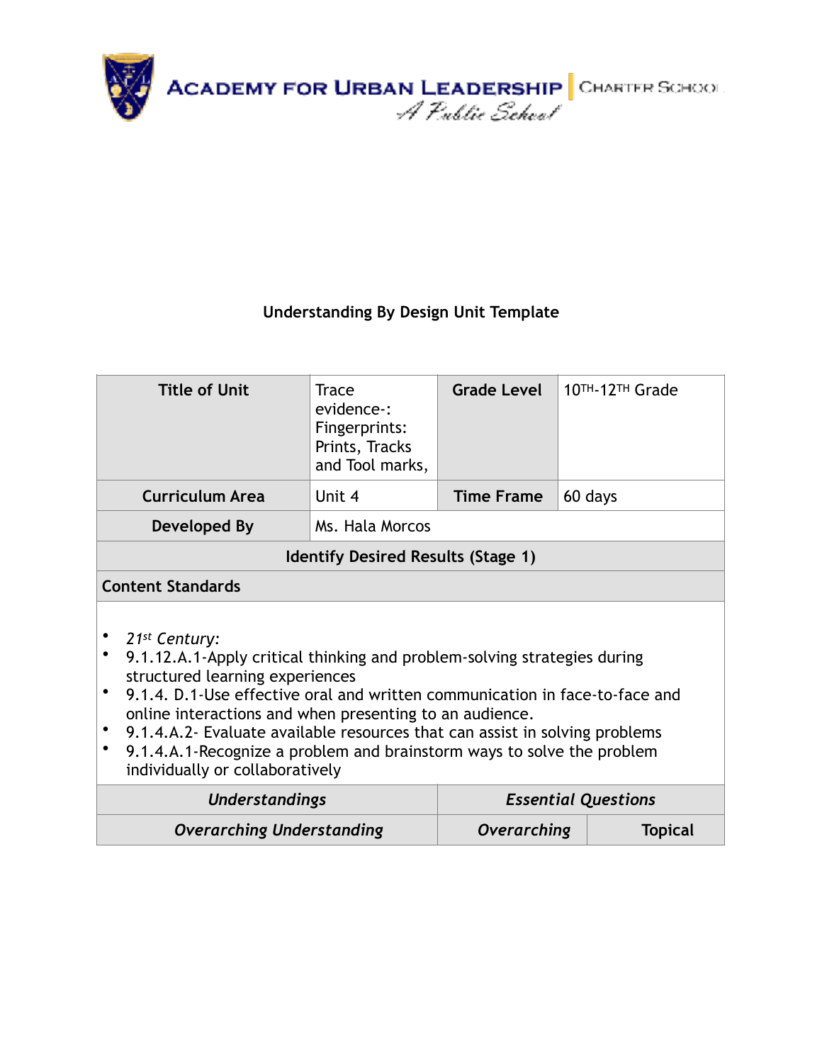Academy for Urban Leadership | Charter School
A Public School

**Understanding By Design Unit Template**

| Title of Unit | Trace evidence-: Fingerprints: Prints, Tracks and Tool marks, | Grade Level | 10TH-12TH Grade |
|---|---|---|---|
| Curriculum Area | Unit 4 | Time Frame | 60 days |
| Developed By | Ms. Hala Morcos | | |
| Identify Desired Results (Stage 1) | | | |
| Content Standards | | | |

- *21st Century:*
- 9.1.12.A.1-Apply critical thinking and problem-solving strategies during structured learning experiences
- 9.1.4. D.1-Use effective oral and written communication in face-to-face and online interactions and when presenting to an audience.
- 9.1.4.A.2- Evaluate available resources that can assist in solving problems
- 9.1.4.A.1-Recognize a problem and brainstorm ways to solve the problem individually or collaboratively

| *Understandings* | *Essential Questions* | |
|---|---|---|
| *Overarching Understanding* | *Overarching* | Topical |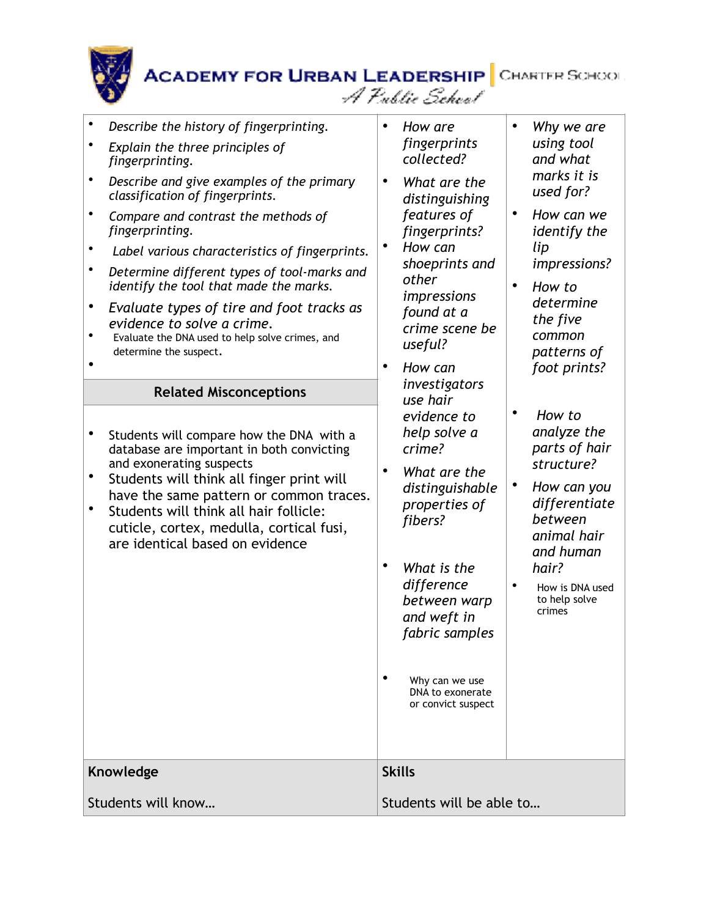# ACADEMY FOR URBAN LEADERSHIP | CHARTER SCHOOL

*A Public School*

- *Describe the history of fingerprinting.*
- *Explain the three principles of fingerprinting.*
- *Describe and give examples of the primary classification of fingerprints.*
- *Compare and contrast the methods of fingerprinting.*
- *Label various characteristics of fingerprints.*
- *Determine different types of tool-marks and identify the tool that made the marks.*
- *Evaluate types of tire and foot tracks as evidence to solve a crime.*
- Evaluate the DNA used to help solve crimes, and determine the suspect.
- 

**Related Misconceptions**

- Students will compare how the DNA with a database are important in both convicting and exonerating suspects
- Students will think all finger print will have the same pattern or common traces.
- Students will think all hair follicle: cuticle, cortex, medulla, cortical fusi, are identical based on evidence

- *How are fingerprints collected?*
- *What are the distinguishing features of fingerprints?*
- *How can shoeprints and other impressions found at a crime scene be useful?*
- *How can investigators use hair evidence to help solve a crime?*
- *What are the distinguishable properties of fibers?*
- *What is the difference between warp and weft in fabric samples*
- Why can we use DNA to exonerate or convict suspect

- *Why we are using tool and what marks it is used for?*
- *How can we identify the lip impressions?*
- *How to determine the five common patterns of foot prints?*
- *How to analyze the parts of hair structure?*
- *How can you differentiate between animal hair and human hair?*
- How is DNA used to help solve crimes

| Knowledge | Skills |
|---|---|
| Students will know… | Students will be able to… |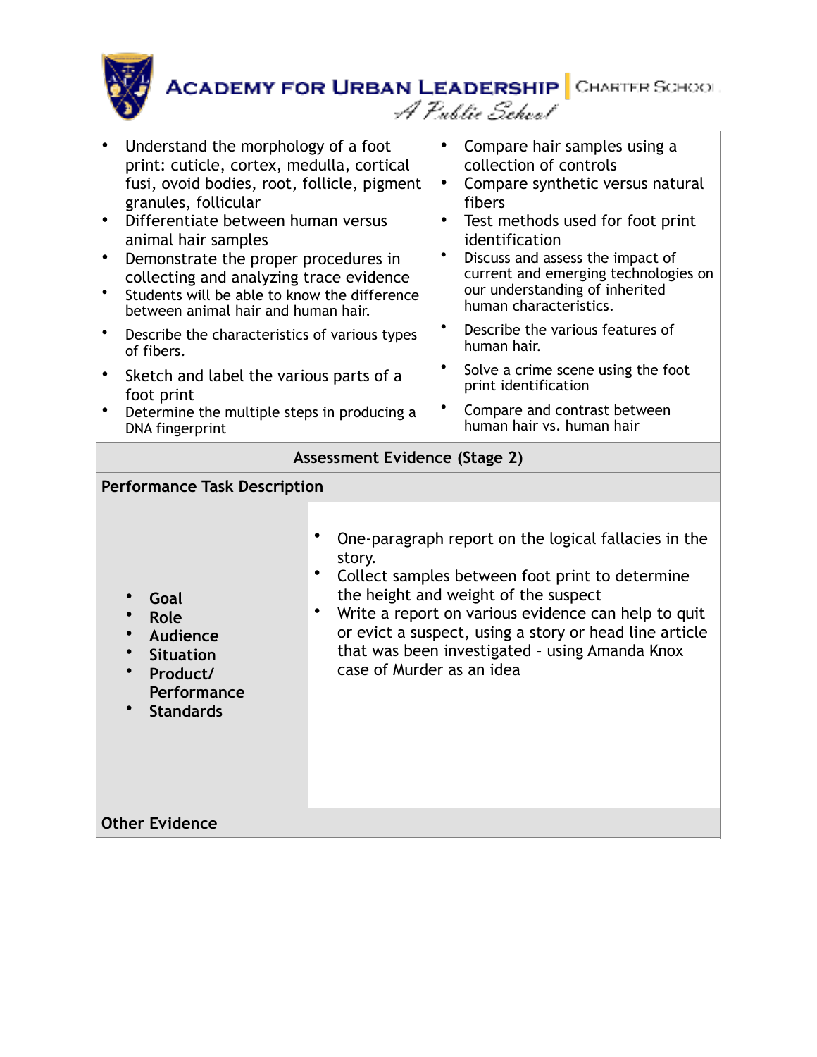| | |
|---|---|
| • Understand the morphology of a foot print: cuticle, cortex, medulla, cortical fusi, ovoid bodies, root, follicle, pigment granules, follicular<br>• Differentiate between human versus animal hair samples<br>• Demonstrate the proper procedures in collecting and analyzing trace evidence<br>• Students will be able to know the difference between animal hair and human hair.<br>• Describe the characteristics of various types of fibers.<br>• Sketch and label the various parts of a foot print<br>• Determine the multiple steps in producing a DNA fingerprint | • Compare hair samples using a collection of controls<br>• Compare synthetic versus natural fibers<br>• Test methods used for foot print identification<br>• Discuss and assess the impact of current and emerging technologies on our understanding of inherited human characteristics.<br>• Describe the various features of human hair.<br>• Solve a crime scene using the foot print identification<br>• Compare and contrast between human hair vs. human hair |

| **Assessment Evidence (Stage 2)** | |
|---|---|
| **Performance Task Description** | |
| • **Goal**<br>• **Role**<br>• **Audience**<br>• **Situation**<br>• **Product/ Performance**<br>• **Standards** | • One-paragraph report on the logical fallacies in the story.<br>• Collect samples between foot print to determine the height and weight of the suspect<br>• Write a report on various evidence can help to quit or evict a suspect, using a story or head line article that was been investigated – using Amanda Knox case of Murder as an idea |
| **Other Evidence** | |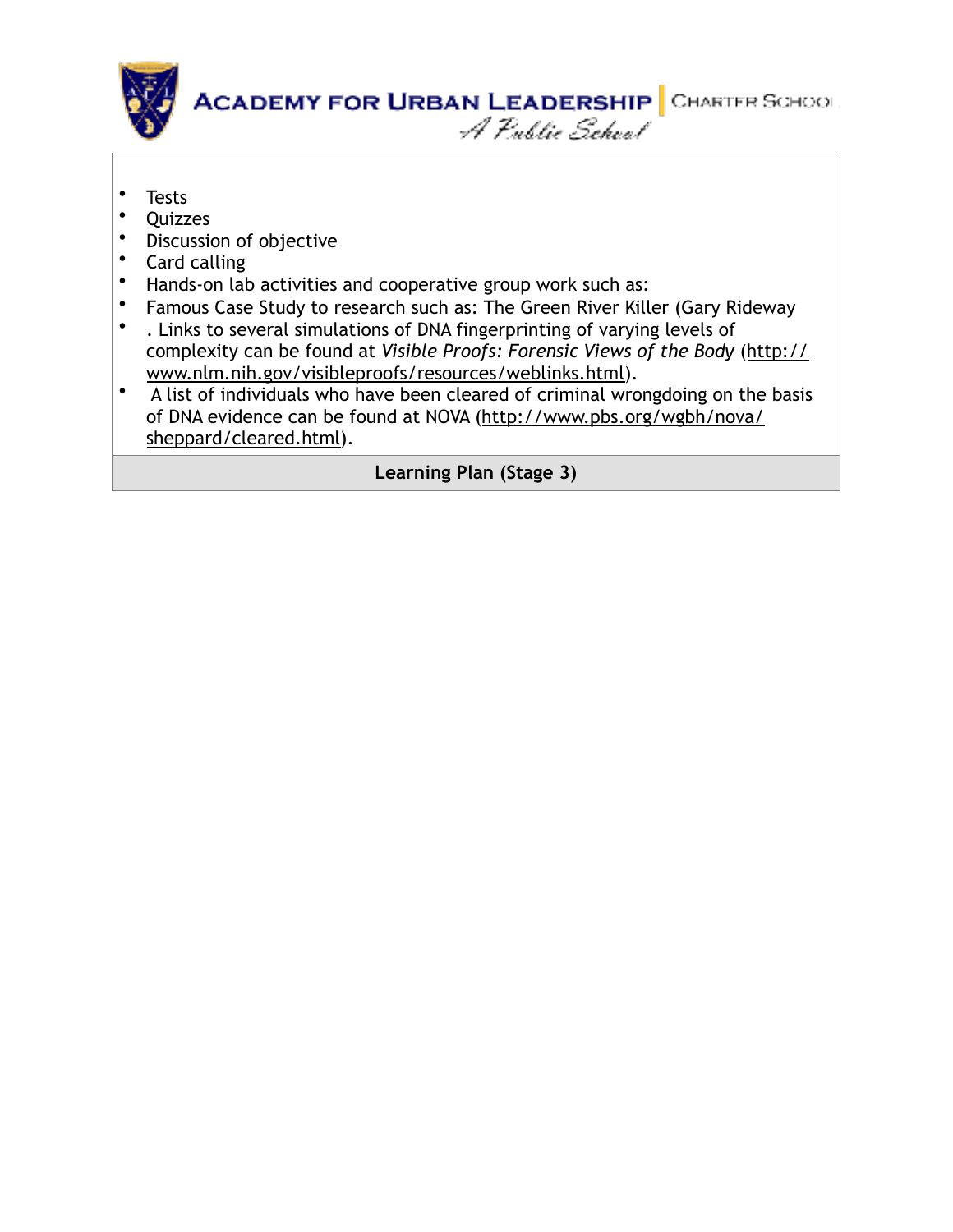- Tests
- Quizzes
- Discussion of objective
- Card calling
- Hands-on lab activities and cooperative group work such as:
- Famous Case Study to research such as: The Green River Killer (Gary Rideway
- . Links to several simulations of DNA fingerprinting of varying levels of complexity can be found at *Visible Proofs: Forensic Views of the Body* (http://www.nlm.nih.gov/visibleproofs/resources/weblinks.html).
- A list of individuals who have been cleared of criminal wrongdoing on the basis of DNA evidence can be found at NOVA (http://www.pbs.org/wgbh/nova/sheppard/cleared.html).

**Learning Plan (Stage 3)**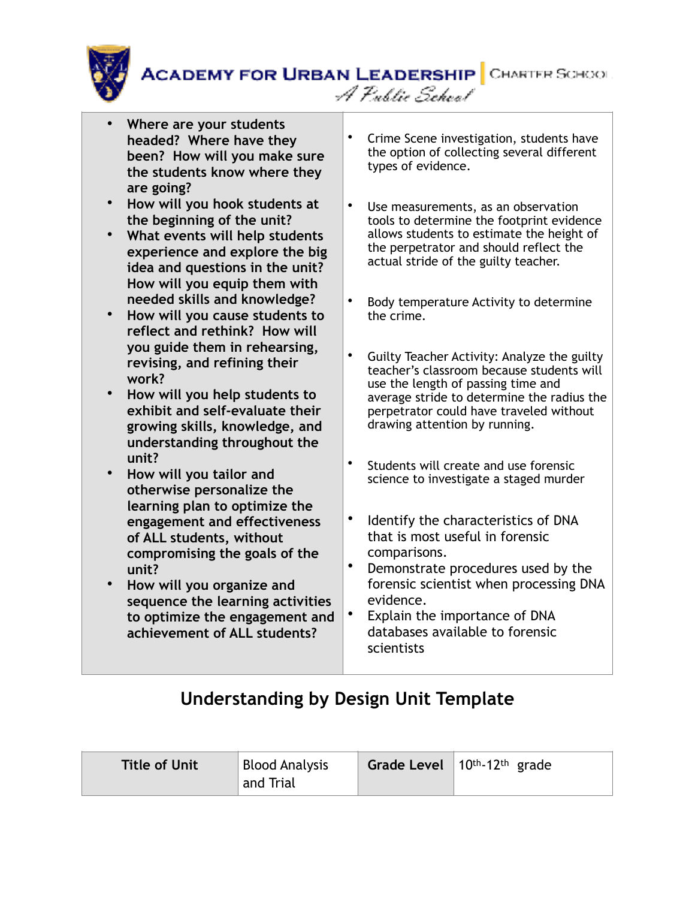| • Where are your students headed? Where have they been? How will you make sure the students know where they are going?<br>• How will you hook students at the beginning of the unit?<br>• What events will help students experience and explore the big idea and questions in the unit? How will you equip them with needed skills and knowledge?<br>• How will you cause students to reflect and rethink? How will you guide them in rehearsing, revising, and refining their work?<br>• How will you help students to exhibit and self-evaluate their growing skills, knowledge, and understanding throughout the unit?<br>• How will you tailor and otherwise personalize the learning plan to optimize the engagement and effectiveness of ALL students, without compromising the goals of the unit?<br>• How will you organize and sequence the learning activities to optimize the engagement and achievement of ALL students? | • Crime Scene investigation, students have the option of collecting several different types of evidence.<br>• Use measurements, as an observation tools to determine the footprint evidence allows students to estimate the height of the perpetrator and should reflect the actual stride of the guilty teacher.<br>• Body temperature Activity to determine the crime.<br>• Guilty Teacher Activity: Analyze the guilty teacher's classroom because students will use the length of passing time and average stride to determine the radius the perpetrator could have traveled without drawing attention by running.<br>• Students will create and use forensic science to investigate a staged murder<br>• Identify the characteristics of DNA that is most useful in forensic comparisons.<br>• Demonstrate procedures used by the forensic scientist when processing DNA evidence.<br>• Explain the importance of DNA databases available to forensic scientists |
|---|---|

## Understanding by Design Unit Template

| Title of Unit | Blood Analysis and Trial | Grade Level | 10th-12th grade |
|---|---|---|---|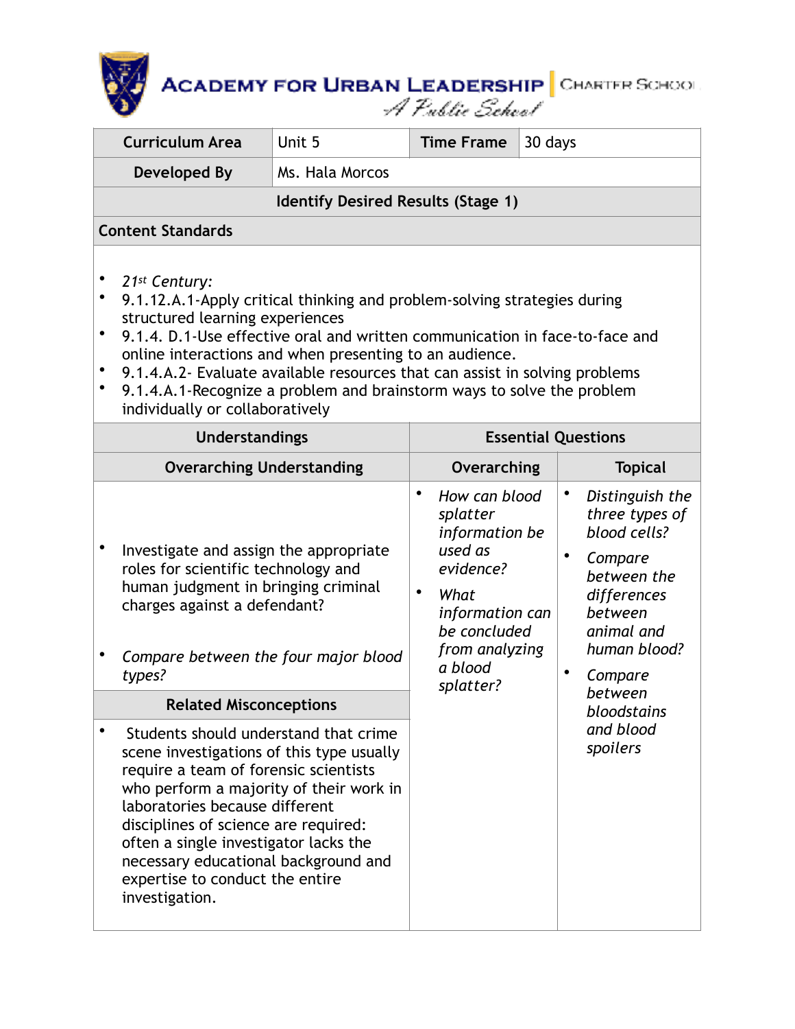ACADEMY FOR URBAN LEADERSHIP | CHARTER SCHOOL

*A Public School*

| Curriculum Area | Unit 5 | Time Frame | 30 days |
|---|---|---|---|
| Developed By | Ms. Hala Morcos | | |

**Identify Desired Results (Stage 1)**

**Content Standards**

- *21st Century:*
- 9.1.12.A.1-Apply critical thinking and problem-solving strategies during structured learning experiences
- 9.1.4. D.1-Use effective oral and written communication in face-to-face and online interactions and when presenting to an audience.
- 9.1.4.A.2- Evaluate available resources that can assist in solving problems
- 9.1.4.A.1-Recognize a problem and brainstorm ways to solve the problem individually or collaboratively

| Understandings | Essential Questions | |
|---|---|---|
| **Overarching Understanding** | **Overarching** | **Topical** |
| • Investigate and assign the appropriate roles for scientific technology and human judgment in bringing criminal charges against a defendant?<br><br>• *Compare between the four major blood types?* | • *How can blood splatter information be used as evidence?*<br>• *What information can be concluded from analyzing a blood splatter?* | • *Distinguish the three types of blood cells?*<br>• *Compare between the differences between animal and human blood?*<br>• *Compare between bloodstains and blood spoilers* |
| **Related Misconceptions** | | |
| • Students should understand that crime scene investigations of this type usually require a team of forensic scientists who perform a majority of their work in laboratories because different disciplines of science are required: often a single investigator lacks the necessary educational background and expertise to conduct the entire investigation. | | |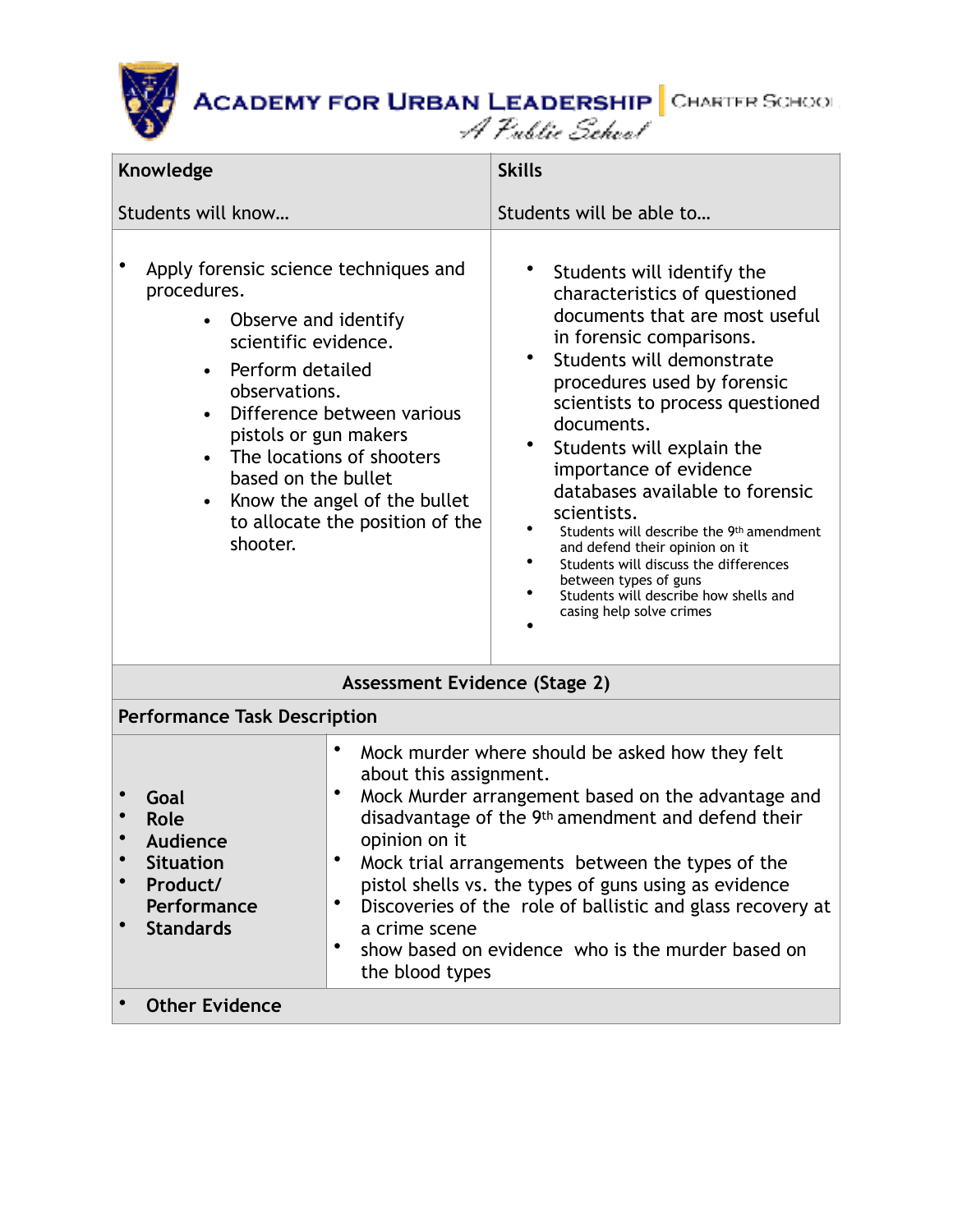# ACADEMY FOR URBAN LEADERSHIP | CHARTER SCHOOL

*A Public School*

| Knowledge<br><br>Students will know… | Skills<br><br>Students will be able to… |
|---|---|
| • Apply forensic science techniques and procedures.<br>• Observe and identify scientific evidence.<br>• Perform detailed observations.<br>• Difference between various pistols or gun makers<br>• The locations of shooters based on the bullet<br>• Know the angel of the bullet to allocate the position of the shooter. | • Students will identify the characteristics of questioned documents that are most useful in forensic comparisons.<br>• Students will demonstrate procedures used by forensic scientists to process questioned documents.<br>• Students will explain the importance of evidence databases available to forensic scientists.<br>• Students will describe the 9th amendment and defend their opinion on it<br>• Students will discuss the differences between types of guns<br>• Students will describe how shells and casing help solve crimes<br>• |

| Assessment Evidence (Stage 2) | |
|---|---|
| **Performance Task Description** | |
| • Goal<br>• Role<br>• Audience<br>• Situation<br>• Product/ Performance<br>• Standards | • Mock murder where should be asked how they felt about this assignment.<br>• Mock Murder arrangement based on the advantage and disadvantage of the 9th amendment and defend their opinion on it<br>• Mock trial arrangements between the types of the pistol shells vs. the types of guns using as evidence<br>• Discoveries of the role of ballistic and glass recovery at a crime scene<br>• show based on evidence who is the murder based on the blood types |
| • Other Evidence | |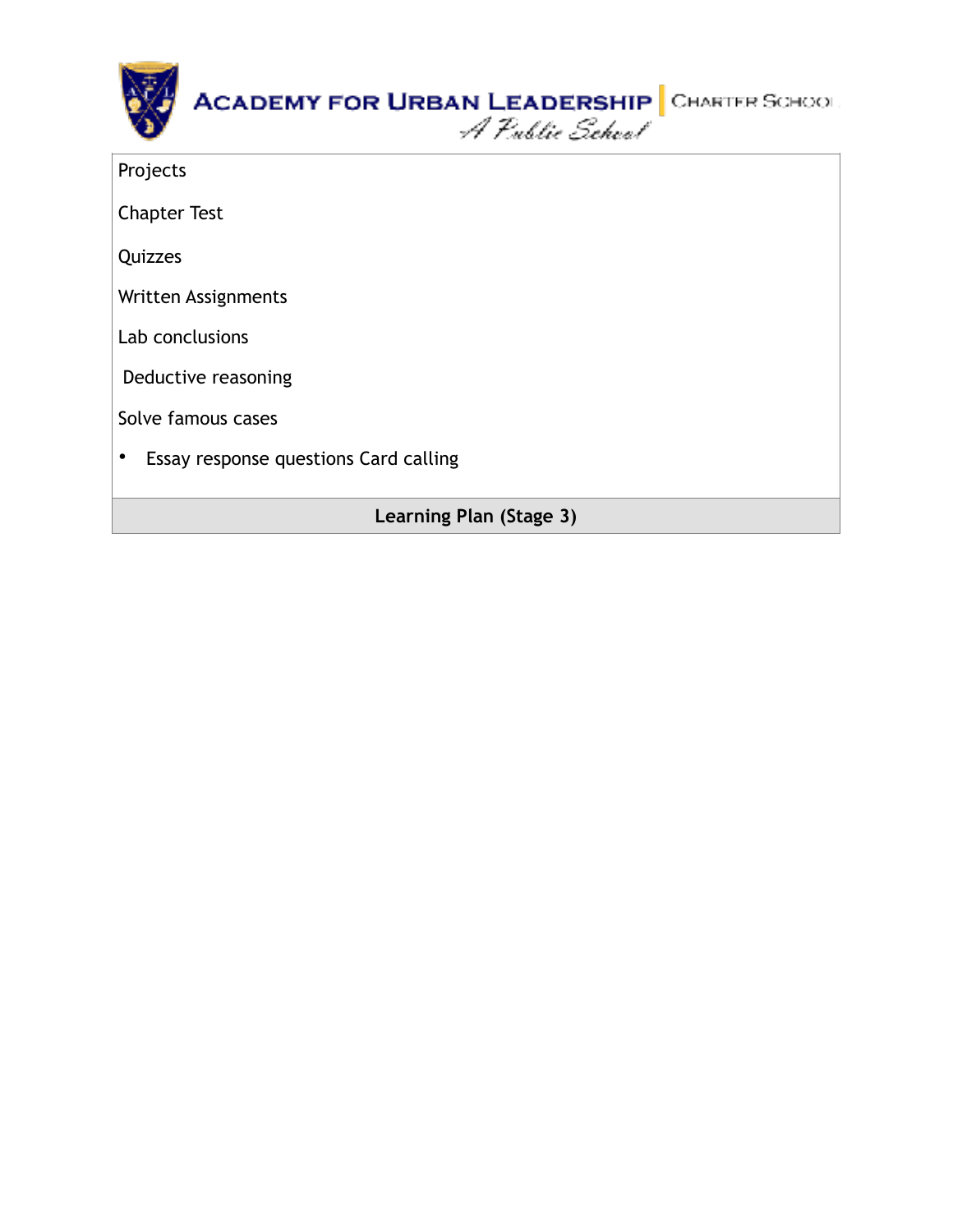Projects

Chapter Test

Quizzes

Written Assignments

Lab conclusions

Deductive reasoning

Solve famous cases

- Essay response questions Card calling

**Learning Plan (Stage 3)**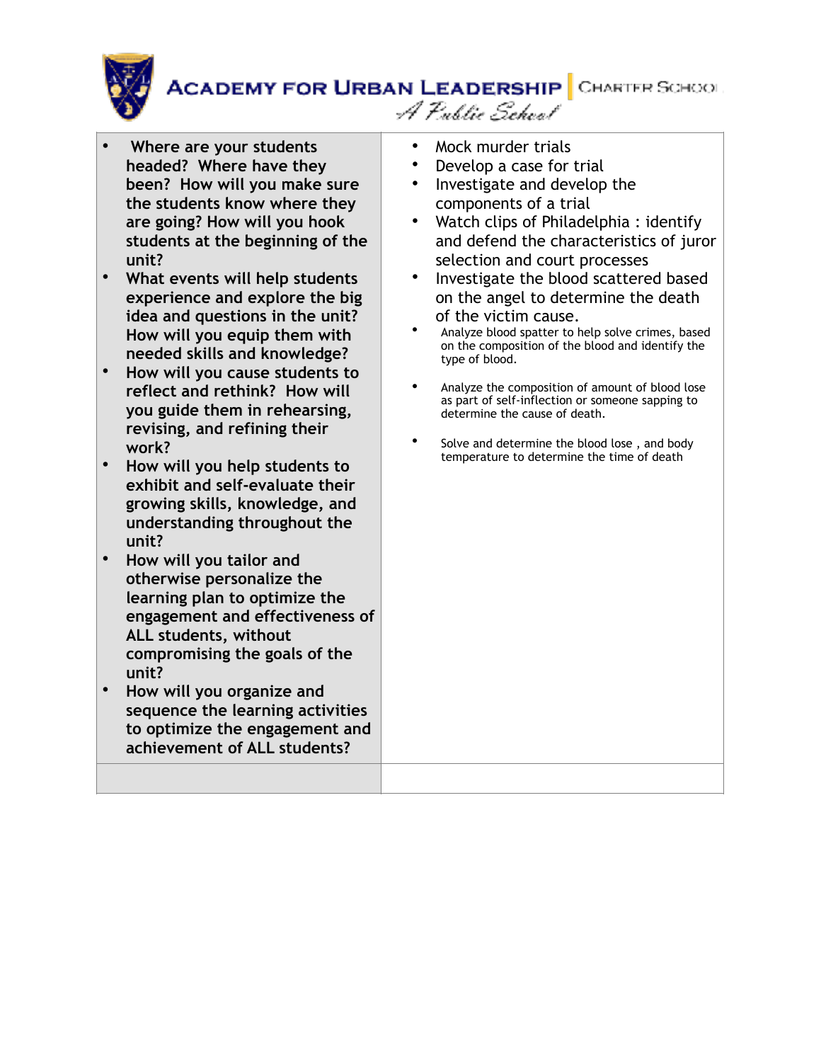| | |
|---|---|
| • Where are your students headed? Where have they been? How will you make sure the students know where they are going? How will you hook students at the beginning of the unit?<br>• What events will help students experience and explore the big idea and questions in the unit? How will you equip them with needed skills and knowledge?<br>• How will you cause students to reflect and rethink? How will you guide them in rehearsing, revising, and refining their work?<br>• How will you help students to exhibit and self-evaluate their growing skills, knowledge, and understanding throughout the unit?<br>• How will you tailor and otherwise personalize the learning plan to optimize the engagement and effectiveness of ALL students, without compromising the goals of the unit?<br>• How will you organize and sequence the learning activities to optimize the engagement and achievement of ALL students? | • Mock murder trials<br>• Develop a case for trial<br>• Investigate and develop the components of a trial<br>• Watch clips of Philadelphia : identify and defend the characteristics of juror selection and court processes<br>• Investigate the blood scattered based on the angel to determine the death of the victim cause.<br>• Analyze blood spatter to help solve crimes, based on the composition of the blood and identify the type of blood.<br>• Analyze the composition of amount of blood lose as part of self-inflection or someone sapping to determine the cause of death.<br>• Solve and determine the blood lose , and body temperature to determine the time of death |
| | |